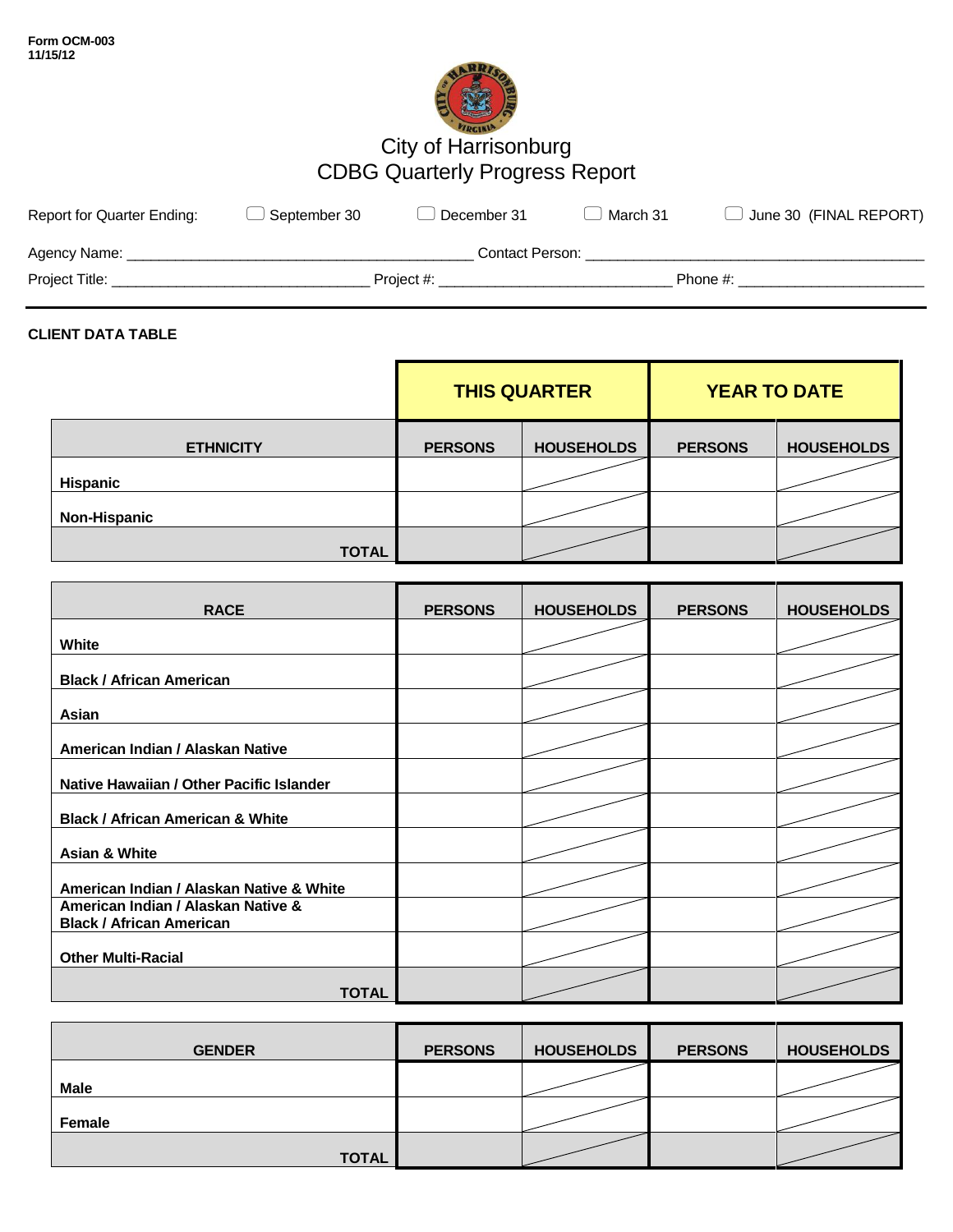Form OCM-003
11/15/12

# City of Harrisonburg
## CDBG Quarterly Progress Report

Report for Quarter Ending: ☐ September 30 ☐ December 31 ☐ March 31 ☐ June 30 (FINAL REPORT)

Agency Name: ___________________________________________ Contact Person: ___________________________________________

Project Title: ________________________________ Project #: ____________________________ Phone #: ______________________

**CLIENT DATA TABLE**

| | THIS QUARTER | | YEAR TO DATE | |
|---|---|---|---|---|
| **ETHNICITY** | **PERSONS** | **HOUSEHOLDS** | **PERSONS** | **HOUSEHOLDS** |
| **Hispanic** | | | | |
| **Non-Hispanic** | | | | |
| **TOTAL** | | | | |

| **RACE** | **PERSONS** | **HOUSEHOLDS** | **PERSONS** | **HOUSEHOLDS** |
|---|---|---|---|---|
| **White** | | | | |
| **Black / African American** | | | | |
| **Asian** | | | | |
| **American Indian / Alaskan Native** | | | | |
| **Native Hawaiian / Other Pacific Islander** | | | | |
| **Black / African American & White** | | | | |
| **Asian & White** | | | | |
| **American Indian / Alaskan Native & White** | | | | |
| **American Indian / Alaskan Native & Black / African American** | | | | |
| **Other Multi-Racial** | | | | |
| **TOTAL** | | | | |

| **GENDER** | **PERSONS** | **HOUSEHOLDS** | **PERSONS** | **HOUSEHOLDS** |
|---|---|---|---|---|
| **Male** | | | | |
| **Female** | | | | |
| **TOTAL** | | | | |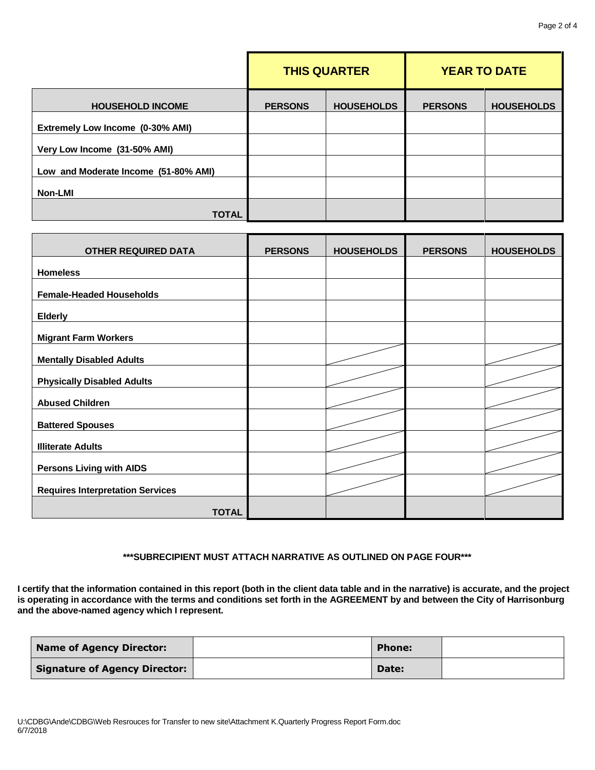| | THIS QUARTER | | YEAR TO DATE | |
|---|---|---|---|---|
| **HOUSEHOLD INCOME** | **PERSONS** | **HOUSEHOLDS** | **PERSONS** | **HOUSEHOLDS** |
| **Extremely Low Income (0-30% AMI)** | | | | |
| **Very Low Income (31-50% AMI)** | | | | |
| **Low and Moderate Income (51-80% AMI)** | | | | |
| **Non-LMI** | | | | |
| **TOTAL** | | | | |

| **OTHER REQUIRED DATA** | **PERSONS** | **HOUSEHOLDS** | **PERSONS** | **HOUSEHOLDS** |
|---|---|---|---|---|
| **Homeless** | | | | |
| **Female-Headed Households** | | | | |
| **Elderly** | | | | |
| **Migrant Farm Workers** | | | | |
| **Mentally Disabled Adults** | | | | |
| **Physically Disabled Adults** | | | | |
| **Abused Children** | | | | |
| **Battered Spouses** | | | | |
| **Illiterate Adults** | | | | |
| **Persons Living with AIDS** | | | | |
| **Requires Interpretation Services** | | | | |
| **TOTAL** | | | | |

**\*\*\*SUBRECIPIENT MUST ATTACH NARRATIVE AS OUTLINED ON PAGE FOUR\*\*\***

**I certify that the information contained in this report (both in the client data table and in the narrative) is accurate, and the project is operating in accordance with the terms and conditions set forth in the AGREEMENT by and between the City of Harrisonburg and the above-named agency which I represent.**

| **Name of Agency Director:** | | **Phone:** | |
|---|---|---|---|
| **Signature of Agency Director:** | | **Date:** | |

U:\CDBG\Ande\CDBG\Web Resrouces for Transfer to new site\Attachment K.Quarterly Progress Report Form.doc
6/7/2018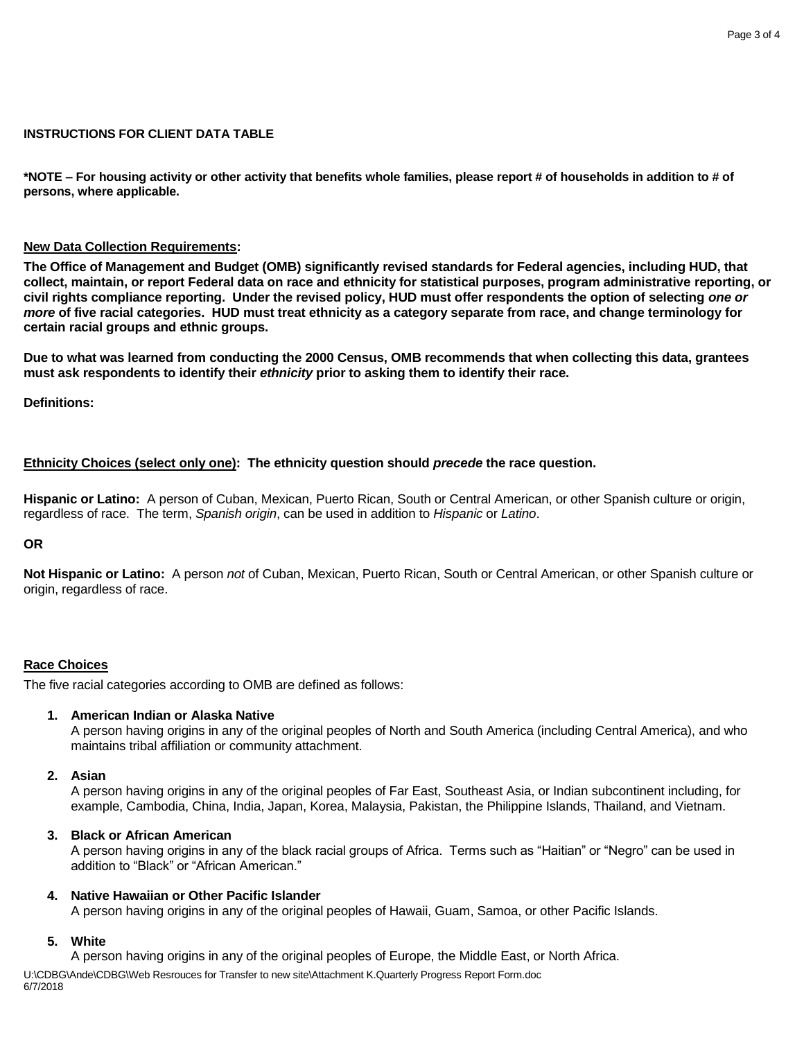**INSTRUCTIONS FOR CLIENT DATA TABLE**

**\*NOTE – For housing activity or other activity that benefits whole families, please report # of households in addition to # of persons, where applicable.**

**New Data Collection Requirements:**

**The Office of Management and Budget (OMB) significantly revised standards for Federal agencies, including HUD, that collect, maintain, or report Federal data on race and ethnicity for statistical purposes, program administrative reporting, or civil rights compliance reporting. Under the revised policy, HUD must offer respondents the option of selecting *one or more* of five racial categories. HUD must treat ethnicity as a category separate from race, and change terminology for certain racial groups and ethnic groups.**

**Due to what was learned from conducting the 2000 Census, OMB recommends that when collecting this data, grantees must ask respondents to identify their *ethnicity* prior to asking them to identify their race.**

**Definitions:**

**Ethnicity Choices (select only one): The ethnicity question should *precede* the race question.**

**Hispanic or Latino:** A person of Cuban, Mexican, Puerto Rican, South or Central American, or other Spanish culture or origin, regardless of race. The term, *Spanish origin*, can be used in addition to *Hispanic* or *Latino*.

**OR**

**Not Hispanic or Latino:** A person *not* of Cuban, Mexican, Puerto Rican, South or Central American, or other Spanish culture or origin, regardless of race.

**Race Choices**

The five racial categories according to OMB are defined as follows:

1. **American Indian or Alaska Native**
   A person having origins in any of the original peoples of North and South America (including Central America), and who maintains tribal affiliation or community attachment.

2. **Asian**
   A person having origins in any of the original peoples of Far East, Southeast Asia, or Indian subcontinent including, for example, Cambodia, China, India, Japan, Korea, Malaysia, Pakistan, the Philippine Islands, Thailand, and Vietnam.

3. **Black or African American**
   A person having origins in any of the black racial groups of Africa. Terms such as "Haitian" or "Negro" can be used in addition to "Black" or "African American."

4. **Native Hawaiian or Other Pacific Islander**
   A person having origins in any of the original peoples of Hawaii, Guam, Samoa, or other Pacific Islands.

5. **White**
   A person having origins in any of the original peoples of Europe, the Middle East, or North Africa.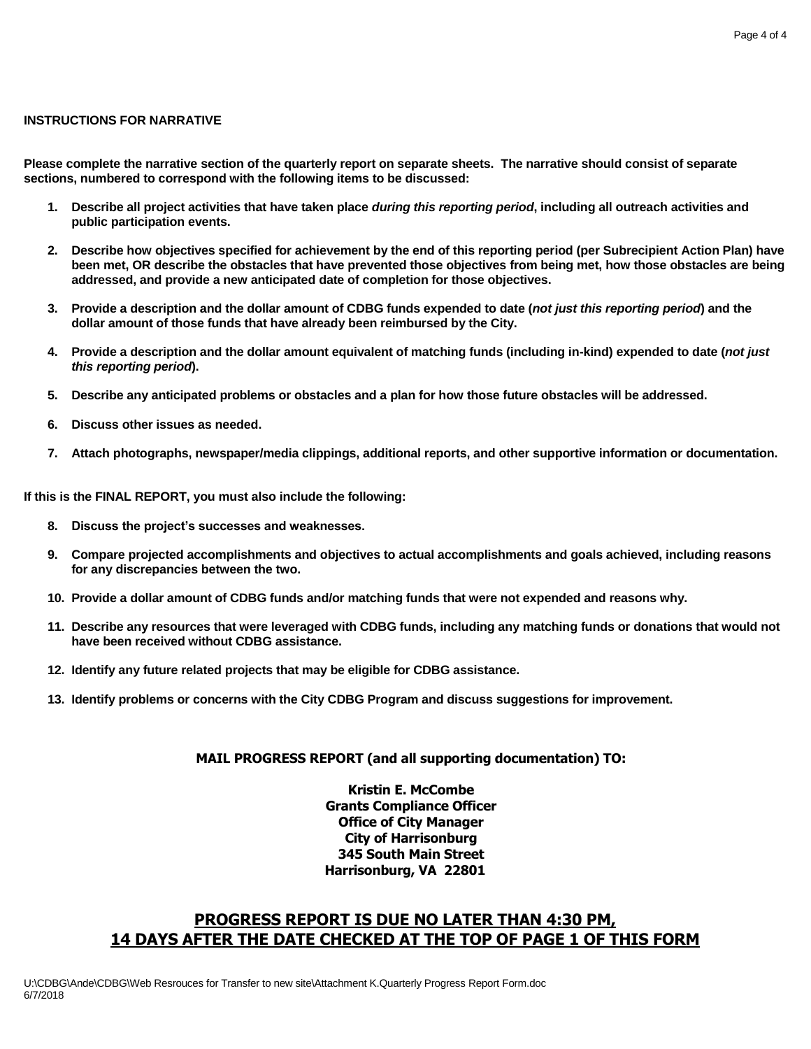**INSTRUCTIONS FOR NARRATIVE**

**Please complete the narrative section of the quarterly report on separate sheets. The narrative should consist of separate sections, numbered to correspond with the following items to be discussed:**

1. **Describe all project activities that have taken place *during this reporting period*, including all outreach activities and public participation events.**
2. **Describe how objectives specified for achievement by the end of this reporting period (per Subrecipient Action Plan) have been met, OR describe the obstacles that have prevented those objectives from being met, how those obstacles are being addressed, and provide a new anticipated date of completion for those objectives.**
3. **Provide a description and the dollar amount of CDBG funds expended to date (*not just this reporting period*) and the dollar amount of those funds that have already been reimbursed by the City.**
4. **Provide a description and the dollar amount equivalent of matching funds (including in-kind) expended to date (*not just this reporting period*).**
5. **Describe any anticipated problems or obstacles and a plan for how those future obstacles will be addressed.**
6. **Discuss other issues as needed.**
7. **Attach photographs, newspaper/media clippings, additional reports, and other supportive information or documentation.**

**If this is the FINAL REPORT, you must also include the following:**

8. **Discuss the project's successes and weaknesses.**
9. **Compare projected accomplishments and objectives to actual accomplishments and goals achieved, including reasons for any discrepancies between the two.**
10. **Provide a dollar amount of CDBG funds and/or matching funds that were not expended and reasons why.**
11. **Describe any resources that were leveraged with CDBG funds, including any matching funds or donations that would not have been received without CDBG assistance.**
12. **Identify any future related projects that may be eligible for CDBG assistance.**
13. **Identify problems or concerns with the City CDBG Program and discuss suggestions for improvement.**

**MAIL PROGRESS REPORT (and all supporting documentation) TO:**

**Kristin E. McCombe**
**Grants Compliance Officer**
**Office of City Manager**
**City of Harrisonburg**
**345 South Main Street**
**Harrisonburg, VA 22801**

**PROGRESS REPORT IS DUE NO LATER THAN 4:30 PM,**
**14 DAYS AFTER THE DATE CHECKED AT THE TOP OF PAGE 1 OF THIS FORM**

U:\CDBG\Ande\CDBG\Web Resrouces for Transfer to new site\Attachment K.Quarterly Progress Report Form.doc
6/7/2018